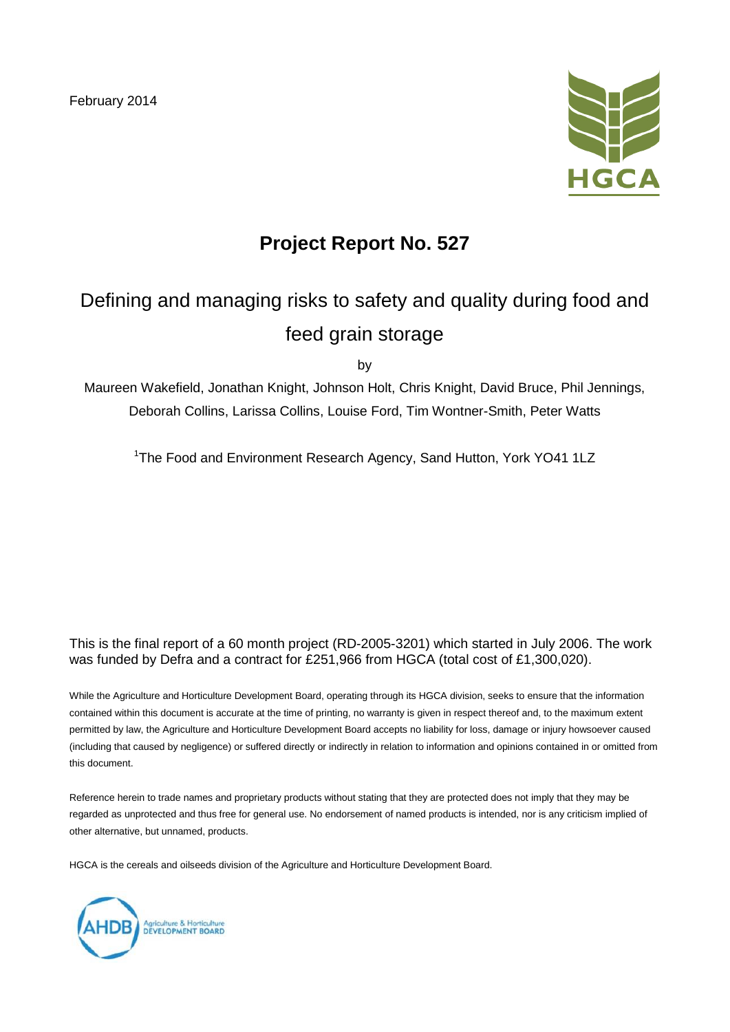February 2014

# Project Report No. 527

## Defining and managing risks to safety and quality during food and feed grain storage

by

Maureen Wakefield, Jonathan Knight, Johnson Holt, Chris Knight, David Bruce, Phil Jennings, Deborah Collins, Larissa Collins, Louise Ford, Tim Wontner-Smith, Peter Watts

[1]The Food and Environment Research Agency, Sand Hutton, York YO41 1LZ

This is the final report of a 60 month project (RD-2005-3201) which started in July 2006. The work was funded by Defra and a contract for £251,966 from HGCA (total cost of £1,300,020).

While the Agriculture and Horticulture Development Board, operating through its HGCA division, seeks to ensure that the information contained within this document is accurate at the time of printing, no warranty is given in respect thereof and, to the maximum extent permitted by law, the Agriculture and Horticulture Development Board accepts no liability for loss, damage or injury howsoever caused (including that caused by negligence) or suffered directly or indirectly in relation to information and opinions contained in or omitted from this document.

Reference herein to trade names and proprietary products without stating that they are protected does not imply that they may be regarded as unprotected and thus free for general use. No endorsement of named products is intended, nor is any criticism implied of other alternative, but unnamed, products.

HGCA is the cereals and oilseeds division of the Agriculture and Horticulture Development Board.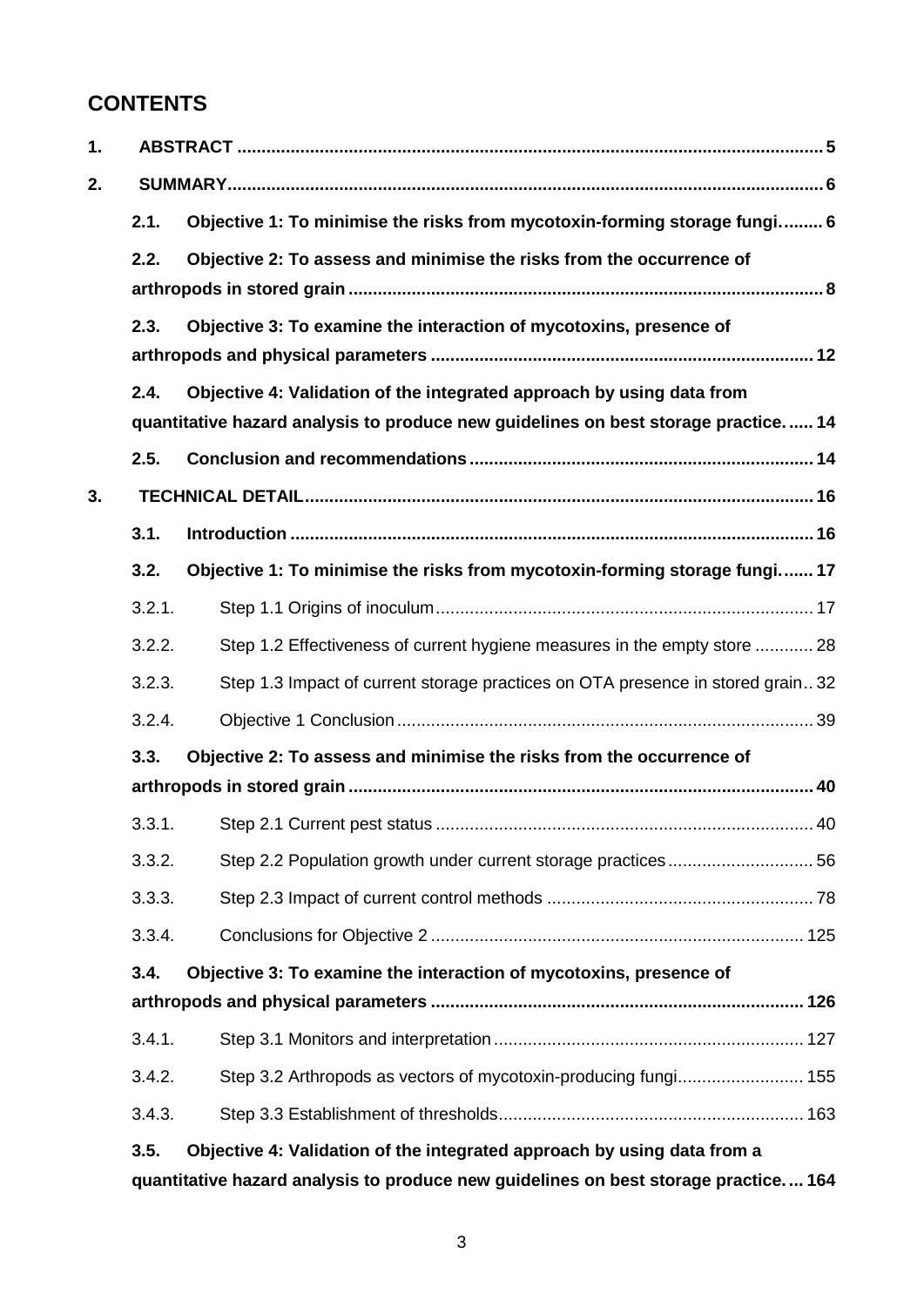## CONTENTS

1. **ABSTRACT** ........................................................................ 5
2. **SUMMARY** ........................................................................ 6
   - **2.1. Objective 1: To minimise the risks from mycotoxin-forming storage fungi.** ........ 6
   - **2.2. Objective 2: To assess and minimise the risks from the occurrence of arthropods in stored grain** ........ 8
   - **2.3. Objective 3: To examine the interaction of mycotoxins, presence of arthropods and physical parameters** ........ 12
   - **2.4. Objective 4: Validation of the integrated approach by using data from quantitative hazard analysis to produce new guidelines on best storage practice.** ........ 14
   - **2.5. Conclusion and recommendations** ........ 14
3. **TECHNICAL DETAIL** ........................................................................ 16
   - **3.1. Introduction** ........ 16
   - **3.2. Objective 1: To minimise the risks from mycotoxin-forming storage fungi.** ........ 17
     - 3.2.1. Step 1.1 Origins of inoculum ........ 17
     - 3.2.2. Step 1.2 Effectiveness of current hygiene measures in the empty store ........ 28
     - 3.2.3. Step 1.3 Impact of current storage practices on OTA presence in stored grain ........ 32
     - 3.2.4. Objective 1 Conclusion ........ 39
   - **3.3. Objective 2: To assess and minimise the risks from the occurrence of arthropods in stored grain** ........ 40
     - 3.3.1. Step 2.1 Current pest status ........ 40
     - 3.3.2. Step 2.2 Population growth under current storage practices ........ 56
     - 3.3.3. Step 2.3 Impact of current control methods ........ 78
     - 3.3.4. Conclusions for Objective 2 ........ 125
   - **3.4. Objective 3: To examine the interaction of mycotoxins, presence of arthropods and physical parameters** ........ 126
     - 3.4.1. Step 3.1 Monitors and interpretation ........ 127
     - 3.4.2. Step 3.2 Arthropods as vectors of mycotoxin-producing fungi ........ 155
     - 3.4.3. Step 3.3 Establishment of thresholds ........ 163
   - **3.5. Objective 4: Validation of the integrated approach by using data from a quantitative hazard analysis to produce new guidelines on best storage practice.** ........ 164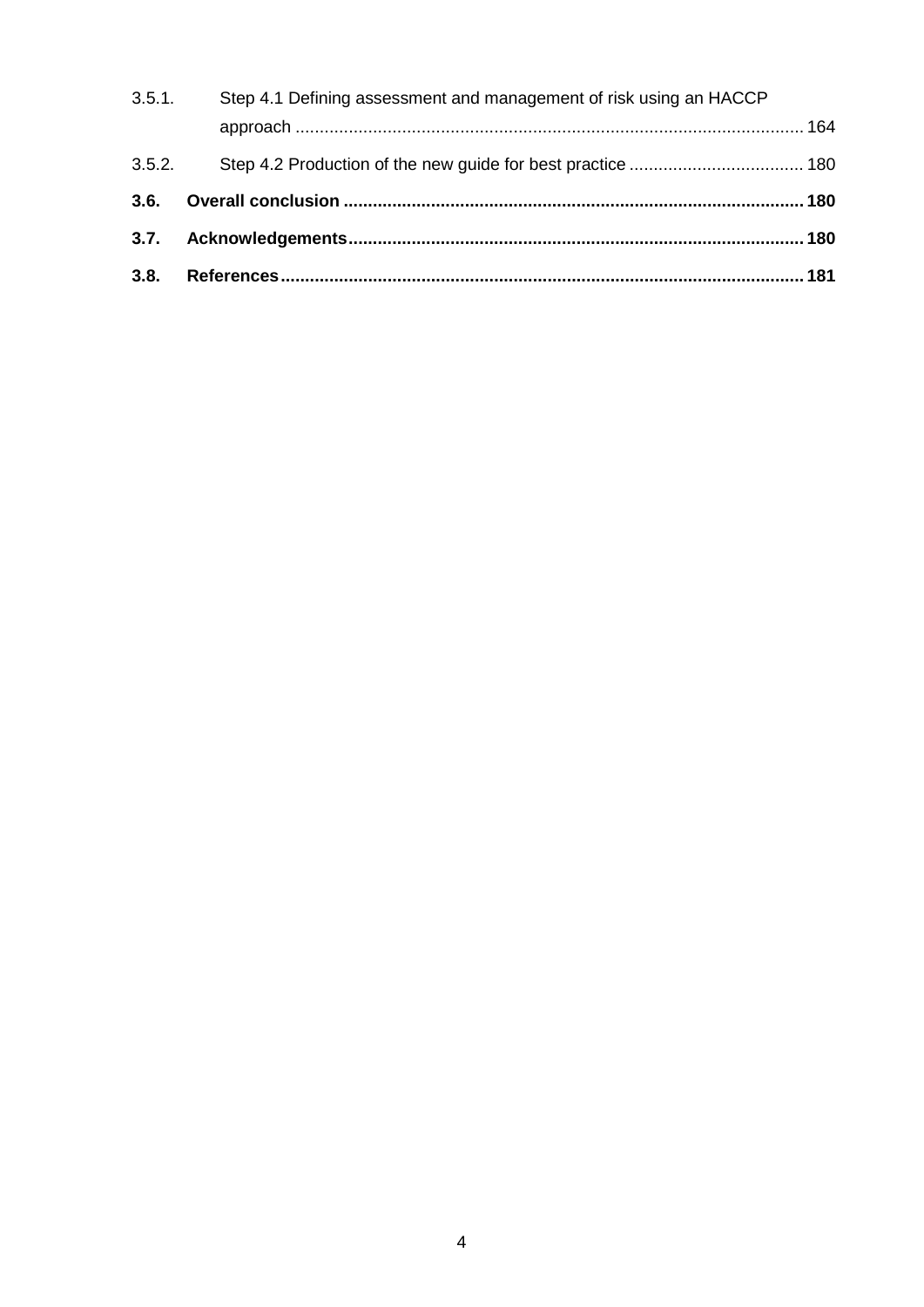3.5.1. Step 4.1 Defining assessment and management of risk using an HACCP approach ........................................................................................................ 164

3.5.2. Step 4.2 Production of the new guide for best practice ................................... 180

**3.6. Overall conclusion .............................................................................................. 180**

**3.7. Acknowledgements............................................................................................. 180**

**3.8. References.......................................................................................................... 181**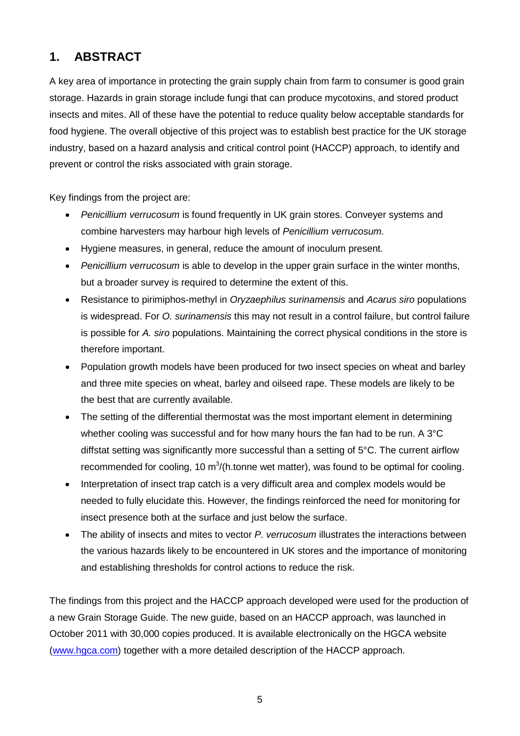## 1. ABSTRACT

A key area of importance in protecting the grain supply chain from farm to consumer is good grain storage. Hazards in grain storage include fungi that can produce mycotoxins, and stored product insects and mites. All of these have the potential to reduce quality below acceptable standards for food hygiene. The overall objective of this project was to establish best practice for the UK storage industry, based on a hazard analysis and critical control point (HACCP) approach, to identify and prevent or control the risks associated with grain storage.

Key findings from the project are:

- *Penicillium verrucosum* is found frequently in UK grain stores. Conveyer systems and combine harvesters may harbour high levels of *Penicillium verrucosum.*
- Hygiene measures, in general, reduce the amount of inoculum present.
- *Penicillium verrucosum* is able to develop in the upper grain surface in the winter months, but a broader survey is required to determine the extent of this.
- Resistance to pirimiphos-methyl in *Oryzaephilus surinamensis* and *Acarus siro* populations is widespread. For *O. surinamensis* this may not result in a control failure, but control failure is possible for *A. siro* populations. Maintaining the correct physical conditions in the store is therefore important.
- Population growth models have been produced for two insect species on wheat and barley and three mite species on wheat, barley and oilseed rape. These models are likely to be the best that are currently available.
- The setting of the differential thermostat was the most important element in determining whether cooling was successful and for how many hours the fan had to be run. A 3°C diffstat setting was significantly more successful than a setting of 5°C. The current airflow recommended for cooling, 10 $m^3$/(h.tonne wet matter), was found to be optimal for cooling.
- Interpretation of insect trap catch is a very difficult area and complex models would be needed to fully elucidate this. However, the findings reinforced the need for monitoring for insect presence both at the surface and just below the surface.
- The ability of insects and mites to vector *P. verrucosum* illustrates the interactions between the various hazards likely to be encountered in UK stores and the importance of monitoring and establishing thresholds for control actions to reduce the risk.

The findings from this project and the HACCP approach developed were used for the production of a new Grain Storage Guide. The new guide, based on an HACCP approach, was launched in October 2011 with 30,000 copies produced. It is available electronically on the HGCA website (www.hgca.com) together with a more detailed description of the HACCP approach.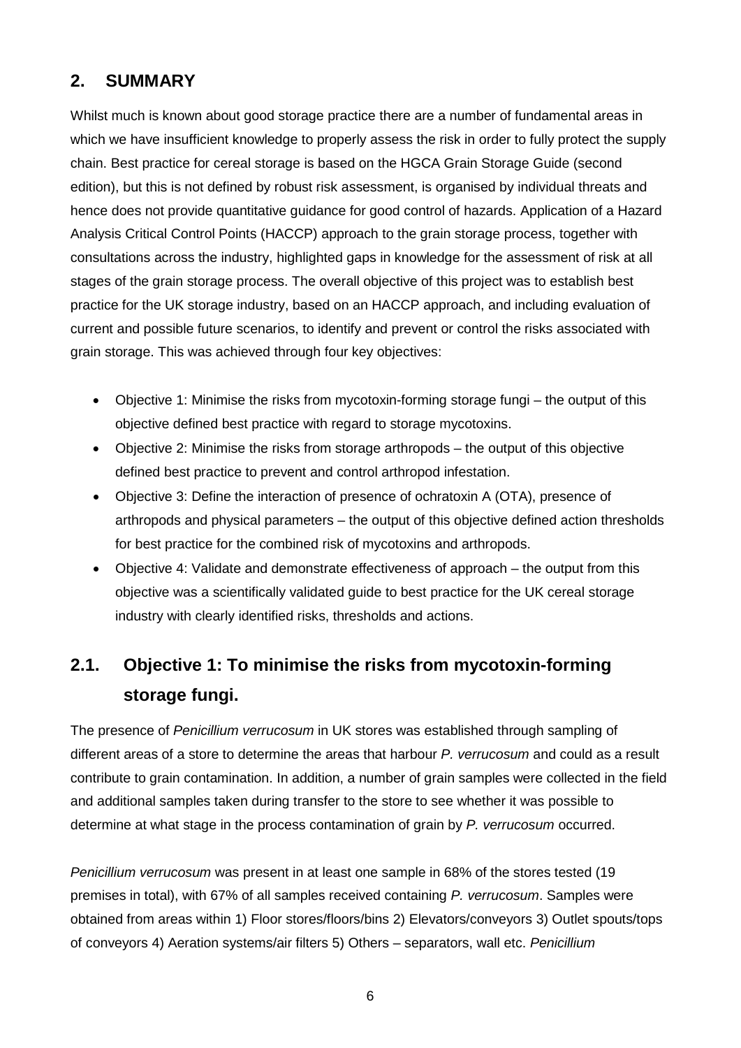## 2. SUMMARY

Whilst much is known about good storage practice there are a number of fundamental areas in which we have insufficient knowledge to properly assess the risk in order to fully protect the supply chain. Best practice for cereal storage is based on the HGCA Grain Storage Guide (second edition), but this is not defined by robust risk assessment, is organised by individual threats and hence does not provide quantitative guidance for good control of hazards. Application of a Hazard Analysis Critical Control Points (HACCP) approach to the grain storage process, together with consultations across the industry, highlighted gaps in knowledge for the assessment of risk at all stages of the grain storage process. The overall objective of this project was to establish best practice for the UK storage industry, based on an HACCP approach, and including evaluation of current and possible future scenarios, to identify and prevent or control the risks associated with grain storage. This was achieved through four key objectives:

- Objective 1: Minimise the risks from mycotoxin-forming storage fungi – the output of this objective defined best practice with regard to storage mycotoxins.
- Objective 2: Minimise the risks from storage arthropods – the output of this objective defined best practice to prevent and control arthropod infestation.
- Objective 3: Define the interaction of presence of ochratoxin A (OTA), presence of arthropods and physical parameters – the output of this objective defined action thresholds for best practice for the combined risk of mycotoxins and arthropods.
- Objective 4: Validate and demonstrate effectiveness of approach – the output from this objective was a scientifically validated guide to best practice for the UK cereal storage industry with clearly identified risks, thresholds and actions.

### 2.1. Objective 1: To minimise the risks from mycotoxin-forming storage fungi.

The presence of *Penicillium verrucosum* in UK stores was established through sampling of different areas of a store to determine the areas that harbour *P. verrucosum* and could as a result contribute to grain contamination. In addition, a number of grain samples were collected in the field and additional samples taken during transfer to the store to see whether it was possible to determine at what stage in the process contamination of grain by *P. verrucosum* occurred.

*Penicillium verrucosum* was present in at least one sample in 68% of the stores tested (19 premises in total), with 67% of all samples received containing *P. verrucosum*. Samples were obtained from areas within 1) Floor stores/floors/bins 2) Elevators/conveyors 3) Outlet spouts/tops of conveyors 4) Aeration systems/air filters 5) Others – separators, wall etc. *Penicillium*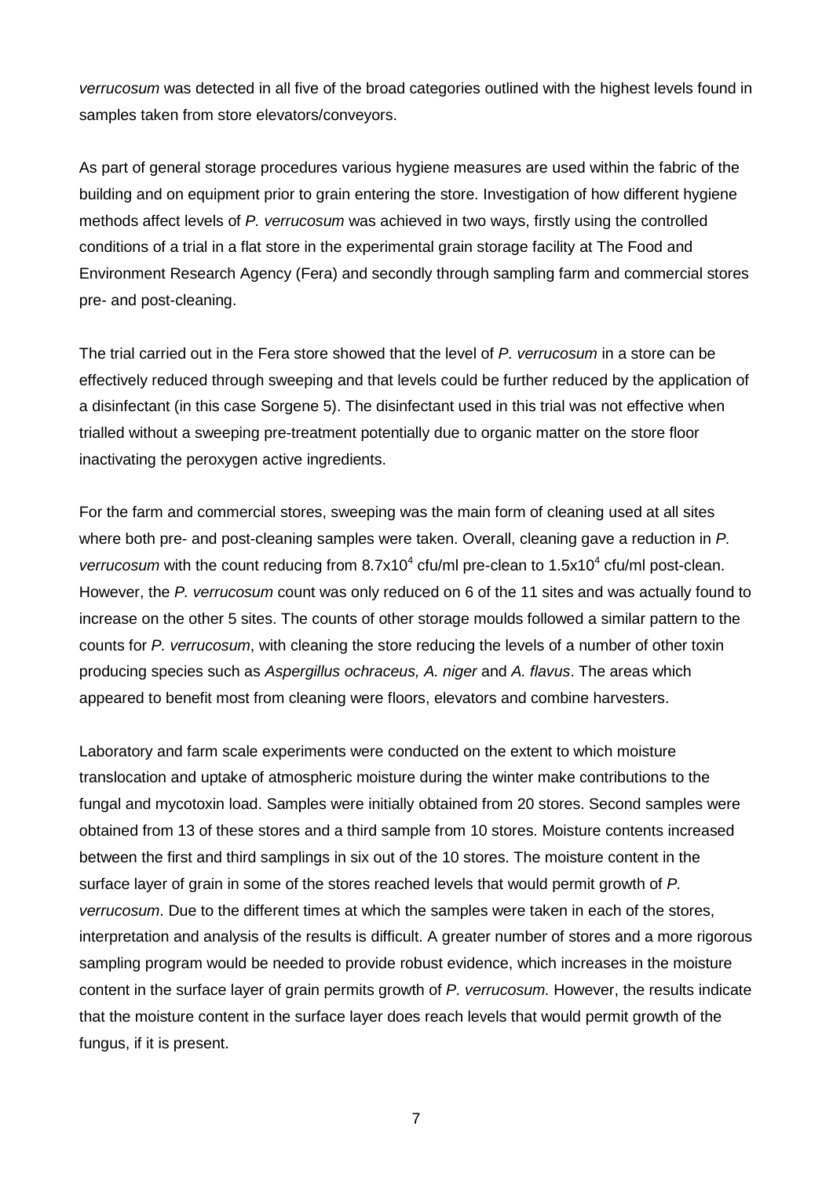*verrucosum* was detected in all five of the broad categories outlined with the highest levels found in samples taken from store elevators/conveyors.

As part of general storage procedures various hygiene measures are used within the fabric of the building and on equipment prior to grain entering the store. Investigation of how different hygiene methods affect levels of *P. verrucosum* was achieved in two ways, firstly using the controlled conditions of a trial in a flat store in the experimental grain storage facility at The Food and Environment Research Agency (Fera) and secondly through sampling farm and commercial stores pre- and post-cleaning.

The trial carried out in the Fera store showed that the level of *P. verrucosum* in a store can be effectively reduced through sweeping and that levels could be further reduced by the application of a disinfectant (in this case Sorgene 5). The disinfectant used in this trial was not effective when trialled without a sweeping pre-treatment potentially due to organic matter on the store floor inactivating the peroxygen active ingredients.

For the farm and commercial stores, sweeping was the main form of cleaning used at all sites where both pre- and post-cleaning samples were taken. Overall, cleaning gave a reduction in *P. verrucosum* with the count reducing from $8.7 \times 10^4$ cfu/ml pre-clean to $1.5 \times 10^4$ cfu/ml post-clean. However, the *P. verrucosum* count was only reduced on 6 of the 11 sites and was actually found to increase on the other 5 sites. The counts of other storage moulds followed a similar pattern to the counts for *P. verrucosum*, with cleaning the store reducing the levels of a number of other toxin producing species such as *Aspergillus ochraceus, A. niger* and *A. flavus*. The areas which appeared to benefit most from cleaning were floors, elevators and combine harvesters.

Laboratory and farm scale experiments were conducted on the extent to which moisture translocation and uptake of atmospheric moisture during the winter make contributions to the fungal and mycotoxin load. Samples were initially obtained from 20 stores. Second samples were obtained from 13 of these stores and a third sample from 10 stores. Moisture contents increased between the first and third samplings in six out of the 10 stores. The moisture content in the surface layer of grain in some of the stores reached levels that would permit growth of *P. verrucosum*. Due to the different times at which the samples were taken in each of the stores, interpretation and analysis of the results is difficult. A greater number of stores and a more rigorous sampling program would be needed to provide robust evidence, which increases in the moisture content in the surface layer of grain permits growth of *P. verrucosum.* However, the results indicate that the moisture content in the surface layer does reach levels that would permit growth of the fungus, if it is present.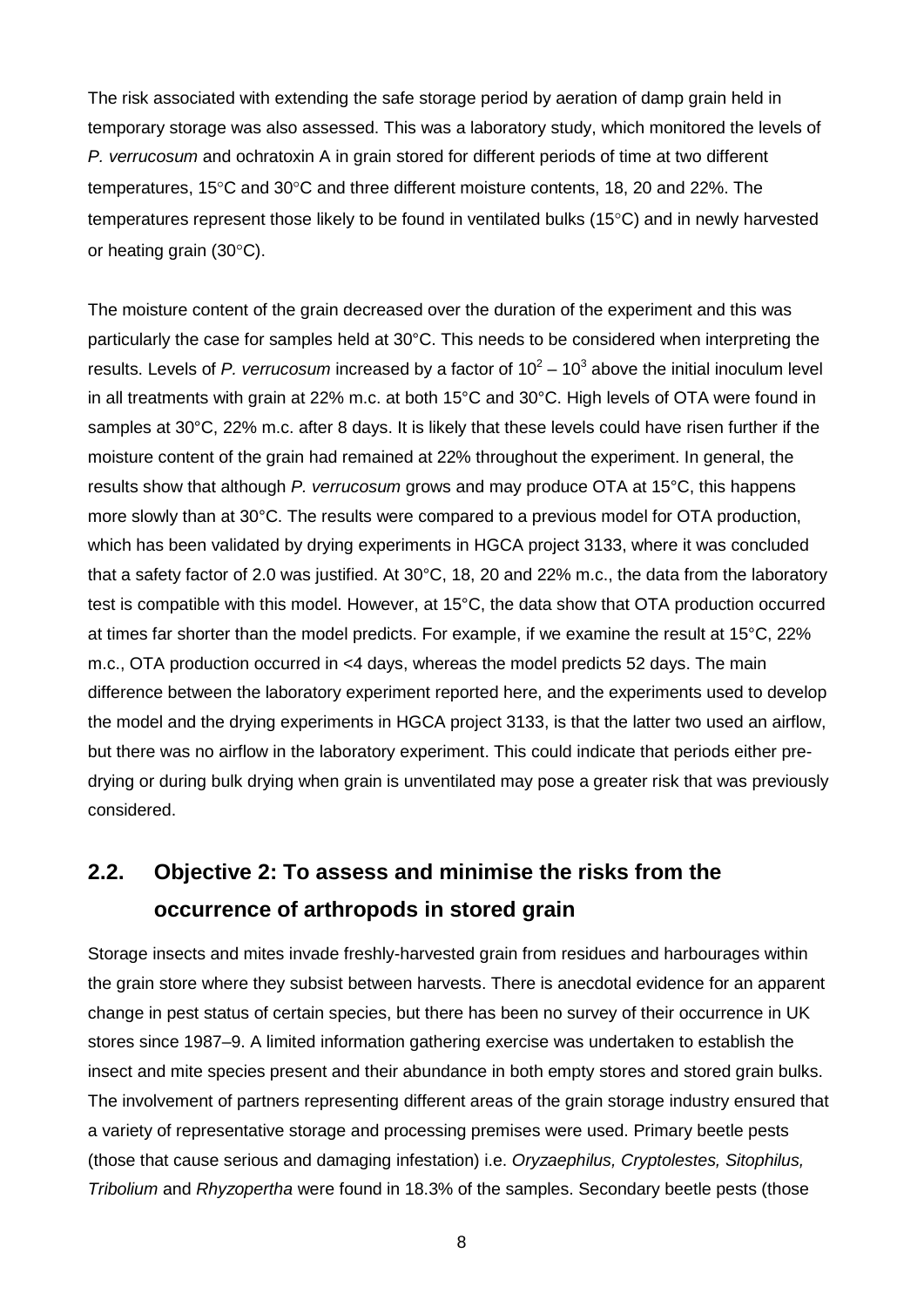The risk associated with extending the safe storage period by aeration of damp grain held in temporary storage was also assessed. This was a laboratory study, which monitored the levels of *P. verrucosum* and ochratoxin A in grain stored for different periods of time at two different temperatures, 15°C and 30°C and three different moisture contents, 18, 20 and 22%. The temperatures represent those likely to be found in ventilated bulks (15°C) and in newly harvested or heating grain (30°C).

The moisture content of the grain decreased over the duration of the experiment and this was particularly the case for samples held at 30°C. This needs to be considered when interpreting the results. Levels of *P. verrucosum* increased by a factor of $10^2 – 10^3$ above the initial inoculum level in all treatments with grain at 22% m.c. at both 15°C and 30°C. High levels of OTA were found in samples at 30°C, 22% m.c. after 8 days. It is likely that these levels could have risen further if the moisture content of the grain had remained at 22% throughout the experiment. In general, the results show that although *P. verrucosum* grows and may produce OTA at 15°C, this happens more slowly than at 30°C. The results were compared to a previous model for OTA production, which has been validated by drying experiments in HGCA project 3133, where it was concluded that a safety factor of 2.0 was justified. At 30°C, 18, 20 and 22% m.c., the data from the laboratory test is compatible with this model. However, at 15°C, the data show that OTA production occurred at times far shorter than the model predicts. For example, if we examine the result at 15°C, 22% m.c., OTA production occurred in <4 days, whereas the model predicts 52 days. The main difference between the laboratory experiment reported here, and the experiments used to develop the model and the drying experiments in HGCA project 3133, is that the latter two used an airflow, but there was no airflow in the laboratory experiment. This could indicate that periods either pre-drying or during bulk drying when grain is unventilated may pose a greater risk that was previously considered.

## 2.2. Objective 2: To assess and minimise the risks from the occurrence of arthropods in stored grain

Storage insects and mites invade freshly-harvested grain from residues and harbourages within the grain store where they subsist between harvests. There is anecdotal evidence for an apparent change in pest status of certain species, but there has been no survey of their occurrence in UK stores since 1987–9. A limited information gathering exercise was undertaken to establish the insect and mite species present and their abundance in both empty stores and stored grain bulks. The involvement of partners representing different areas of the grain storage industry ensured that a variety of representative storage and processing premises were used. Primary beetle pests (those that cause serious and damaging infestation) i.e. *Oryzaephilus, Cryptolestes, Sitophilus, Tribolium* and *Rhyzopertha* were found in 18.3% of the samples. Secondary beetle pests (those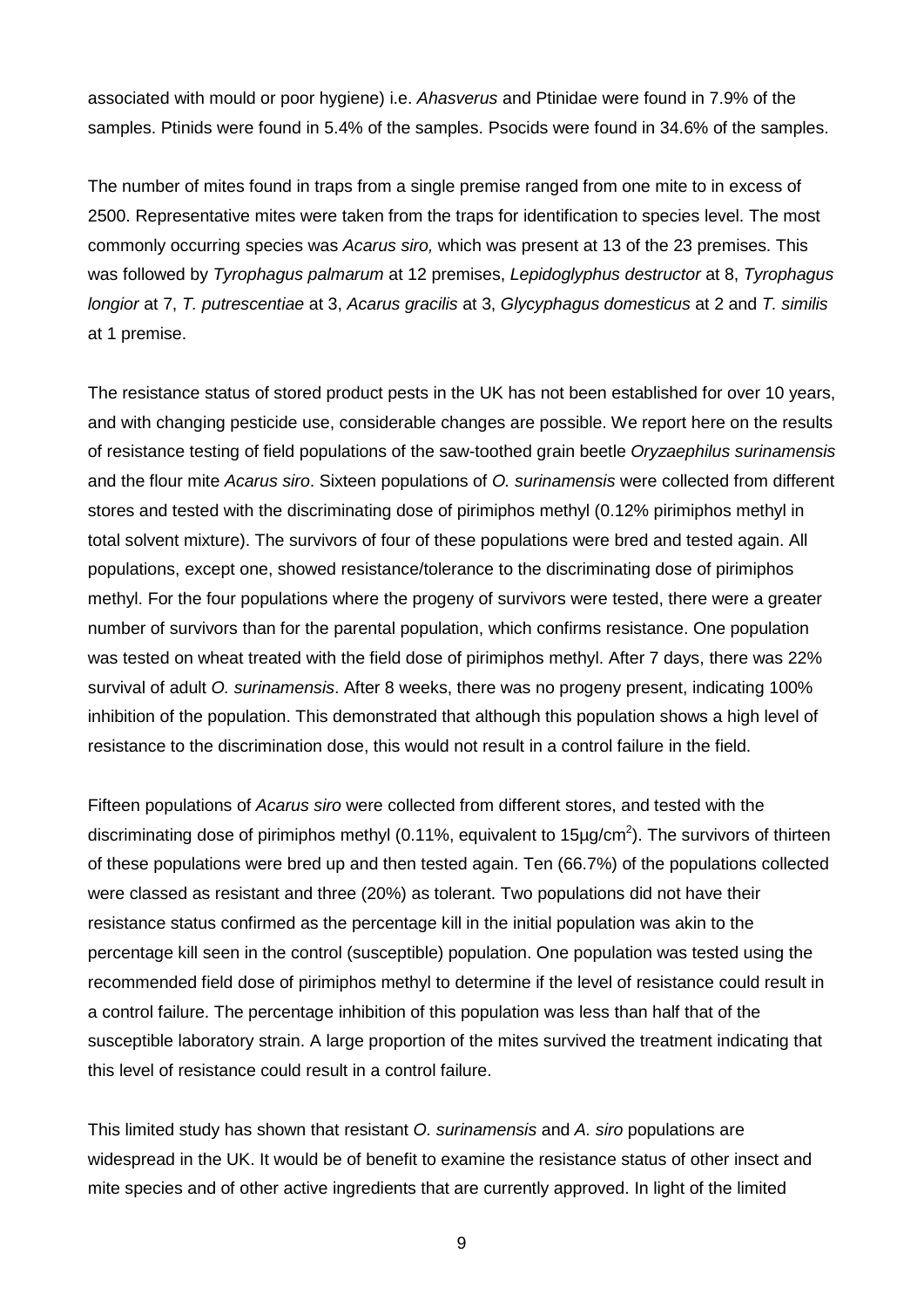associated with mould or poor hygiene) i.e. *Ahasverus* and Ptinidae were found in 7.9% of the samples. Ptinids were found in 5.4% of the samples. Psocids were found in 34.6% of the samples.

The number of mites found in traps from a single premise ranged from one mite to in excess of 2500. Representative mites were taken from the traps for identification to species level. The most commonly occurring species was *Acarus siro,* which was present at 13 of the 23 premises. This was followed by *Tyrophagus palmarum* at 12 premises, *Lepidoglyphus destructor* at 8, *Tyrophagus longior* at 7, *T. putrescentiae* at 3, *Acarus gracilis* at 3, *Glycyphagus domesticus* at 2 and *T. similis* at 1 premise.

The resistance status of stored product pests in the UK has not been established for over 10 years, and with changing pesticide use, considerable changes are possible. We report here on the results of resistance testing of field populations of the saw-toothed grain beetle *Oryzaephilus surinamensis* and the flour mite *Acarus siro*. Sixteen populations of *O. surinamensis* were collected from different stores and tested with the discriminating dose of pirimiphos methyl (0.12% pirimiphos methyl in total solvent mixture). The survivors of four of these populations were bred and tested again. All populations, except one, showed resistance/tolerance to the discriminating dose of pirimiphos methyl. For the four populations where the progeny of survivors were tested, there were a greater number of survivors than for the parental population, which confirms resistance. One population was tested on wheat treated with the field dose of pirimiphos methyl. After 7 days, there was 22% survival of adult *O. surinamensis*. After 8 weeks, there was no progeny present, indicating 100% inhibition of the population. This demonstrated that although this population shows a high level of resistance to the discrimination dose, this would not result in a control failure in the field.

Fifteen populations of *Acarus siro* were collected from different stores, and tested with the discriminating dose of pirimiphos methyl (0.11%, equivalent to 15µg/cm$^2$). The survivors of thirteen of these populations were bred up and then tested again. Ten (66.7%) of the populations collected were classed as resistant and three (20%) as tolerant. Two populations did not have their resistance status confirmed as the percentage kill in the initial population was akin to the percentage kill seen in the control (susceptible) population. One population was tested using the recommended field dose of pirimiphos methyl to determine if the level of resistance could result in a control failure. The percentage inhibition of this population was less than half that of the susceptible laboratory strain. A large proportion of the mites survived the treatment indicating that this level of resistance could result in a control failure.

This limited study has shown that resistant *O. surinamensis* and *A. siro* populations are widespread in the UK. It would be of benefit to examine the resistance status of other insect and mite species and of other active ingredients that are currently approved. In light of the limited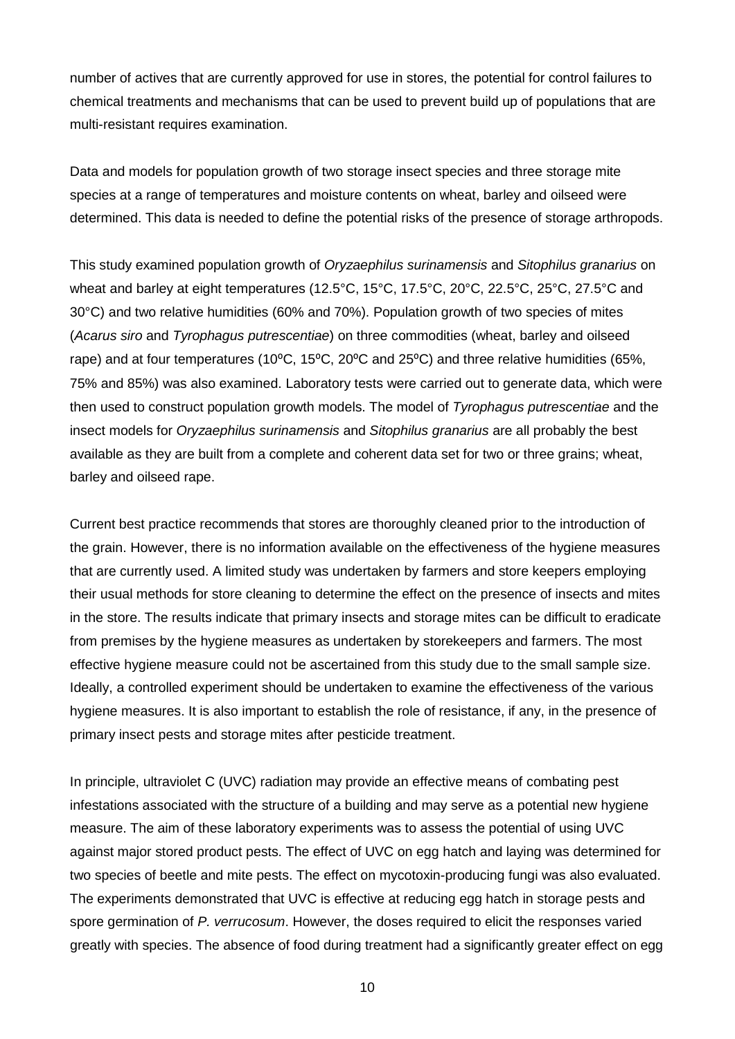number of actives that are currently approved for use in stores, the potential for control failures to chemical treatments and mechanisms that can be used to prevent build up of populations that are multi-resistant requires examination.

Data and models for population growth of two storage insect species and three storage mite species at a range of temperatures and moisture contents on wheat, barley and oilseed were determined. This data is needed to define the potential risks of the presence of storage arthropods.

This study examined population growth of *Oryzaephilus surinamensis* and *Sitophilus granarius* on wheat and barley at eight temperatures (12.5°C, 15°C, 17.5°C, 20°C, 22.5°C, 25°C, 27.5°C and 30°C) and two relative humidities (60% and 70%). Population growth of two species of mites (*Acarus siro* and *Tyrophagus putrescentiae*) on three commodities (wheat, barley and oilseed rape) and at four temperatures (10ºC, 15ºC, 20ºC and 25ºC) and three relative humidities (65%, 75% and 85%) was also examined. Laboratory tests were carried out to generate data, which were then used to construct population growth models. The model of *Tyrophagus putrescentiae* and the insect models for *Oryzaephilus surinamensis* and *Sitophilus granarius* are all probably the best available as they are built from a complete and coherent data set for two or three grains; wheat, barley and oilseed rape.

Current best practice recommends that stores are thoroughly cleaned prior to the introduction of the grain. However, there is no information available on the effectiveness of the hygiene measures that are currently used. A limited study was undertaken by farmers and store keepers employing their usual methods for store cleaning to determine the effect on the presence of insects and mites in the store. The results indicate that primary insects and storage mites can be difficult to eradicate from premises by the hygiene measures as undertaken by storekeepers and farmers. The most effective hygiene measure could not be ascertained from this study due to the small sample size. Ideally, a controlled experiment should be undertaken to examine the effectiveness of the various hygiene measures. It is also important to establish the role of resistance, if any, in the presence of primary insect pests and storage mites after pesticide treatment.

In principle, ultraviolet C (UVC) radiation may provide an effective means of combating pest infestations associated with the structure of a building and may serve as a potential new hygiene measure. The aim of these laboratory experiments was to assess the potential of using UVC against major stored product pests. The effect of UVC on egg hatch and laying was determined for two species of beetle and mite pests. The effect on mycotoxin-producing fungi was also evaluated. The experiments demonstrated that UVC is effective at reducing egg hatch in storage pests and spore germination of *P. verrucosum*. However, the doses required to elicit the responses varied greatly with species. The absence of food during treatment had a significantly greater effect on egg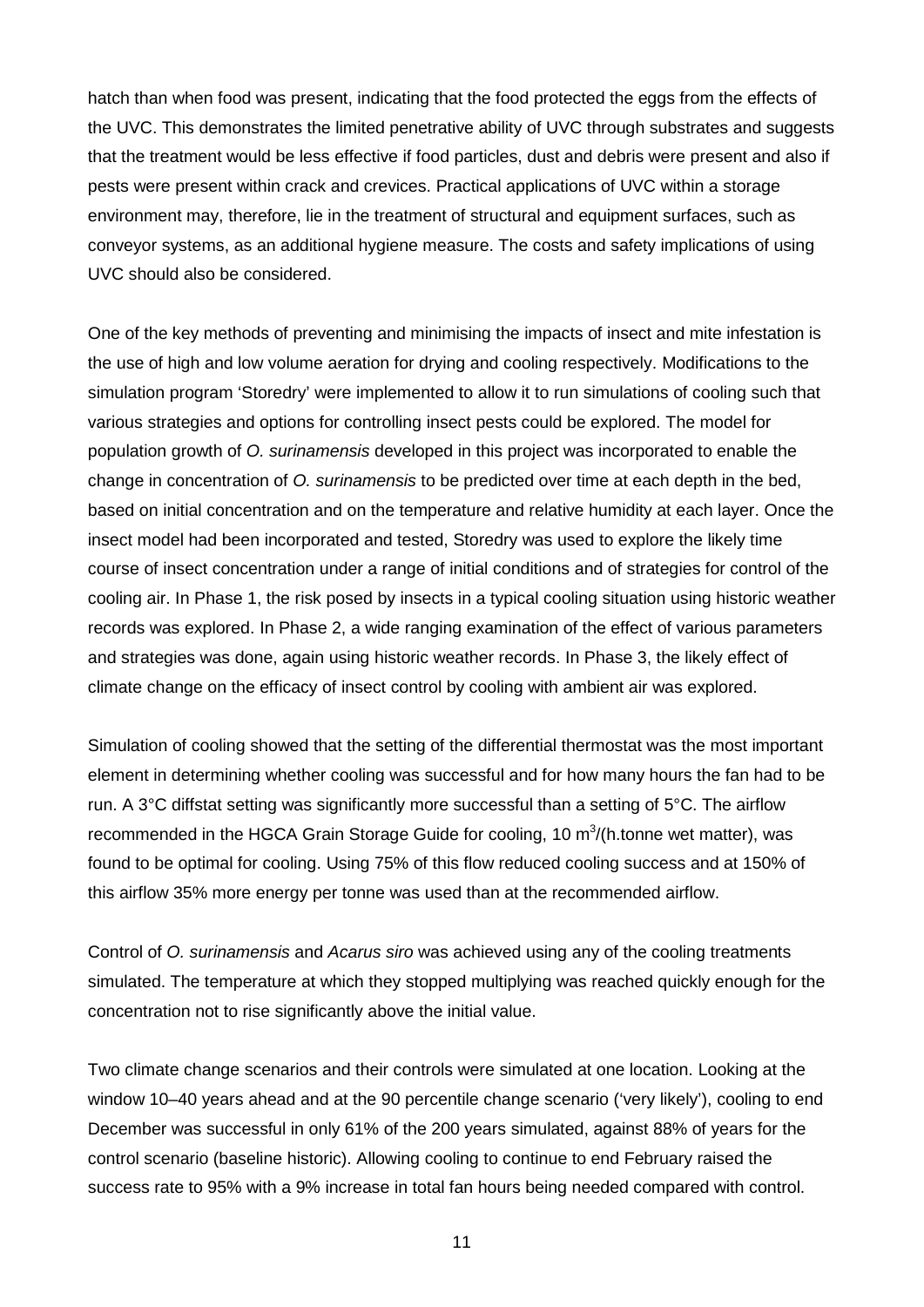hatch than when food was present, indicating that the food protected the eggs from the effects of the UVC. This demonstrates the limited penetrative ability of UVC through substrates and suggests that the treatment would be less effective if food particles, dust and debris were present and also if pests were present within crack and crevices. Practical applications of UVC within a storage environment may, therefore, lie in the treatment of structural and equipment surfaces, such as conveyor systems, as an additional hygiene measure. The costs and safety implications of using UVC should also be considered.

One of the key methods of preventing and minimising the impacts of insect and mite infestation is the use of high and low volume aeration for drying and cooling respectively. Modifications to the simulation program 'Storedry' were implemented to allow it to run simulations of cooling such that various strategies and options for controlling insect pests could be explored. The model for population growth of *O. surinamensis* developed in this project was incorporated to enable the change in concentration of *O. surinamensis* to be predicted over time at each depth in the bed, based on initial concentration and on the temperature and relative humidity at each layer. Once the insect model had been incorporated and tested, Storedry was used to explore the likely time course of insect concentration under a range of initial conditions and of strategies for control of the cooling air. In Phase 1, the risk posed by insects in a typical cooling situation using historic weather records was explored. In Phase 2, a wide ranging examination of the effect of various parameters and strategies was done, again using historic weather records. In Phase 3, the likely effect of climate change on the efficacy of insect control by cooling with ambient air was explored.

Simulation of cooling showed that the setting of the differential thermostat was the most important element in determining whether cooling was successful and for how many hours the fan had to be run. A 3°C diffstat setting was significantly more successful than a setting of 5°C. The airflow recommended in the HGCA Grain Storage Guide for cooling, 10 $m^3$/(h.tonne wet matter), was found to be optimal for cooling. Using 75% of this flow reduced cooling success and at 150% of this airflow 35% more energy per tonne was used than at the recommended airflow.

Control of *O. surinamensis* and *Acarus siro* was achieved using any of the cooling treatments simulated. The temperature at which they stopped multiplying was reached quickly enough for the concentration not to rise significantly above the initial value.

Two climate change scenarios and their controls were simulated at one location. Looking at the window 10–40 years ahead and at the 90 percentile change scenario ('very likely'), cooling to end December was successful in only 61% of the 200 years simulated, against 88% of years for the control scenario (baseline historic). Allowing cooling to continue to end February raised the success rate to 95% with a 9% increase in total fan hours being needed compared with control.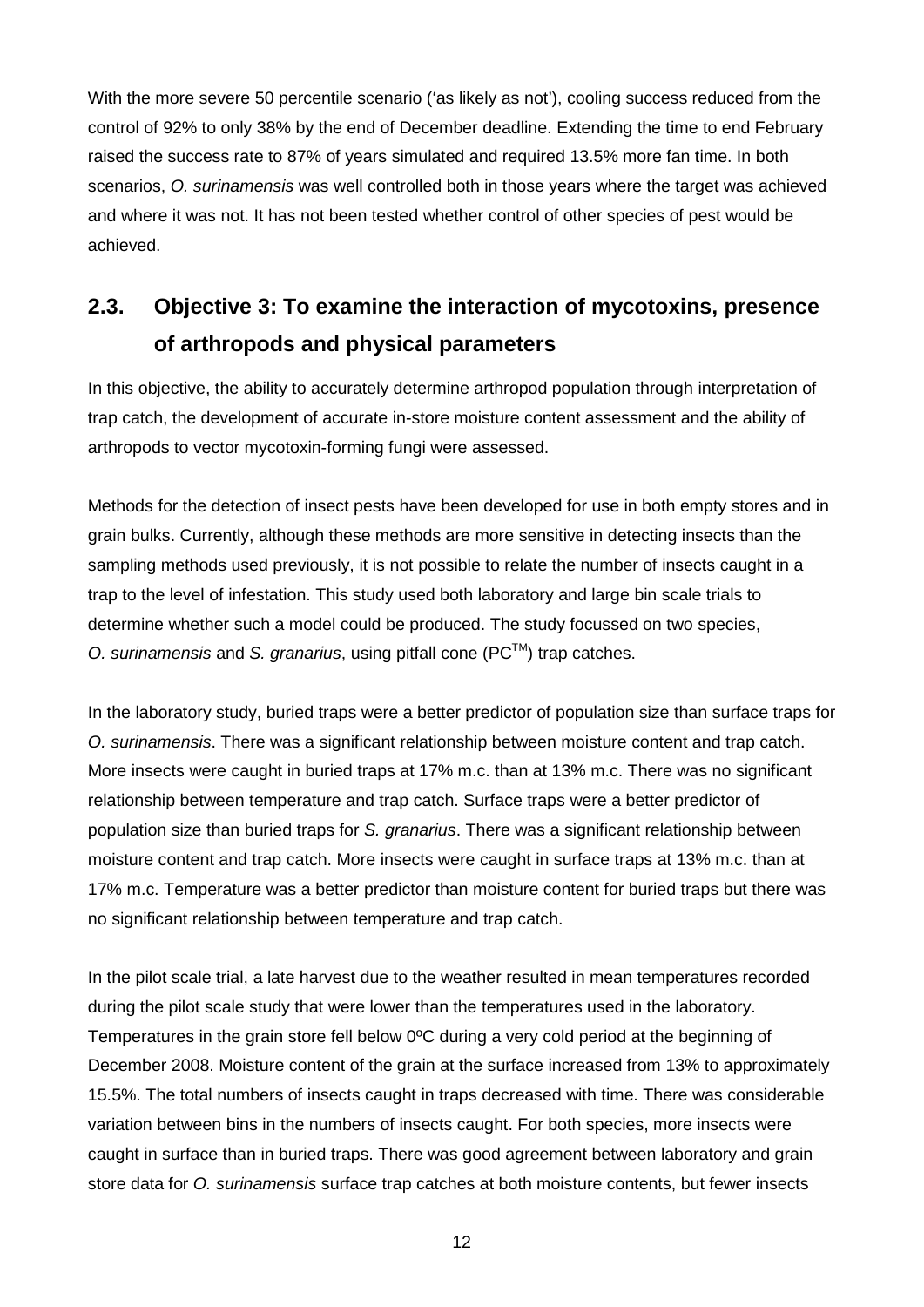With the more severe 50 percentile scenario ('as likely as not'), cooling success reduced from the control of 92% to only 38% by the end of December deadline. Extending the time to end February raised the success rate to 87% of years simulated and required 13.5% more fan time. In both scenarios, *O. surinamensis* was well controlled both in those years where the target was achieved and where it was not. It has not been tested whether control of other species of pest would be achieved.

## 2.3. Objective 3: To examine the interaction of mycotoxins, presence of arthropods and physical parameters

In this objective, the ability to accurately determine arthropod population through interpretation of trap catch, the development of accurate in-store moisture content assessment and the ability of arthropods to vector mycotoxin-forming fungi were assessed.

Methods for the detection of insect pests have been developed for use in both empty stores and in grain bulks. Currently, although these methods are more sensitive in detecting insects than the sampling methods used previously, it is not possible to relate the number of insects caught in a trap to the level of infestation. This study used both laboratory and large bin scale trials to determine whether such a model could be produced. The study focussed on two species, *O. surinamensis* and *S. granarius*, using pitfall cone (PC$^{TM}$) trap catches.

In the laboratory study, buried traps were a better predictor of population size than surface traps for *O. surinamensis*. There was a significant relationship between moisture content and trap catch. More insects were caught in buried traps at 17% m.c. than at 13% m.c. There was no significant relationship between temperature and trap catch. Surface traps were a better predictor of population size than buried traps for *S. granarius*. There was a significant relationship between moisture content and trap catch. More insects were caught in surface traps at 13% m.c. than at 17% m.c. Temperature was a better predictor than moisture content for buried traps but there was no significant relationship between temperature and trap catch.

In the pilot scale trial, a late harvest due to the weather resulted in mean temperatures recorded during the pilot scale study that were lower than the temperatures used in the laboratory. Temperatures in the grain store fell below 0ºC during a very cold period at the beginning of December 2008. Moisture content of the grain at the surface increased from 13% to approximately 15.5%. The total numbers of insects caught in traps decreased with time. There was considerable variation between bins in the numbers of insects caught. For both species, more insects were caught in surface than in buried traps. There was good agreement between laboratory and grain store data for *O. surinamensis* surface trap catches at both moisture contents, but fewer insects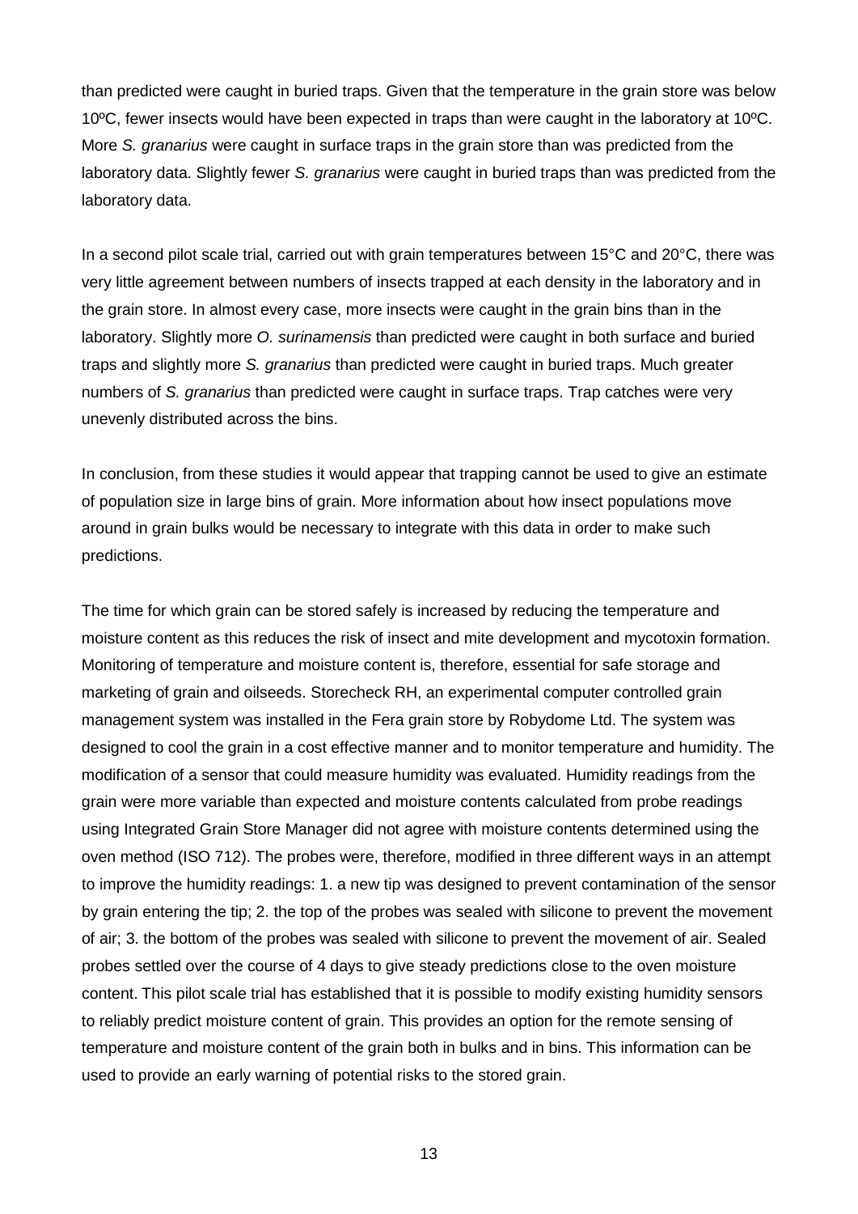than predicted were caught in buried traps. Given that the temperature in the grain store was below 10ºC, fewer insects would have been expected in traps than were caught in the laboratory at 10ºC. More *S. granarius* were caught in surface traps in the grain store than was predicted from the laboratory data. Slightly fewer *S. granarius* were caught in buried traps than was predicted from the laboratory data.

In a second pilot scale trial, carried out with grain temperatures between 15°C and 20°C, there was very little agreement between numbers of insects trapped at each density in the laboratory and in the grain store. In almost every case, more insects were caught in the grain bins than in the laboratory. Slightly more *O. surinamensis* than predicted were caught in both surface and buried traps and slightly more *S. granarius* than predicted were caught in buried traps. Much greater numbers of *S. granarius* than predicted were caught in surface traps. Trap catches were very unevenly distributed across the bins.

In conclusion, from these studies it would appear that trapping cannot be used to give an estimate of population size in large bins of grain. More information about how insect populations move around in grain bulks would be necessary to integrate with this data in order to make such predictions.

The time for which grain can be stored safely is increased by reducing the temperature and moisture content as this reduces the risk of insect and mite development and mycotoxin formation. Monitoring of temperature and moisture content is, therefore, essential for safe storage and marketing of grain and oilseeds. Storecheck RH, an experimental computer controlled grain management system was installed in the Fera grain store by Robydome Ltd. The system was designed to cool the grain in a cost effective manner and to monitor temperature and humidity. The modification of a sensor that could measure humidity was evaluated. Humidity readings from the grain were more variable than expected and moisture contents calculated from probe readings using Integrated Grain Store Manager did not agree with moisture contents determined using the oven method (ISO 712). The probes were, therefore, modified in three different ways in an attempt to improve the humidity readings: 1. a new tip was designed to prevent contamination of the sensor by grain entering the tip; 2. the top of the probes was sealed with silicone to prevent the movement of air; 3. the bottom of the probes was sealed with silicone to prevent the movement of air. Sealed probes settled over the course of 4 days to give steady predictions close to the oven moisture content. This pilot scale trial has established that it is possible to modify existing humidity sensors to reliably predict moisture content of grain. This provides an option for the remote sensing of temperature and moisture content of the grain both in bulks and in bins. This information can be used to provide an early warning of potential risks to the stored grain.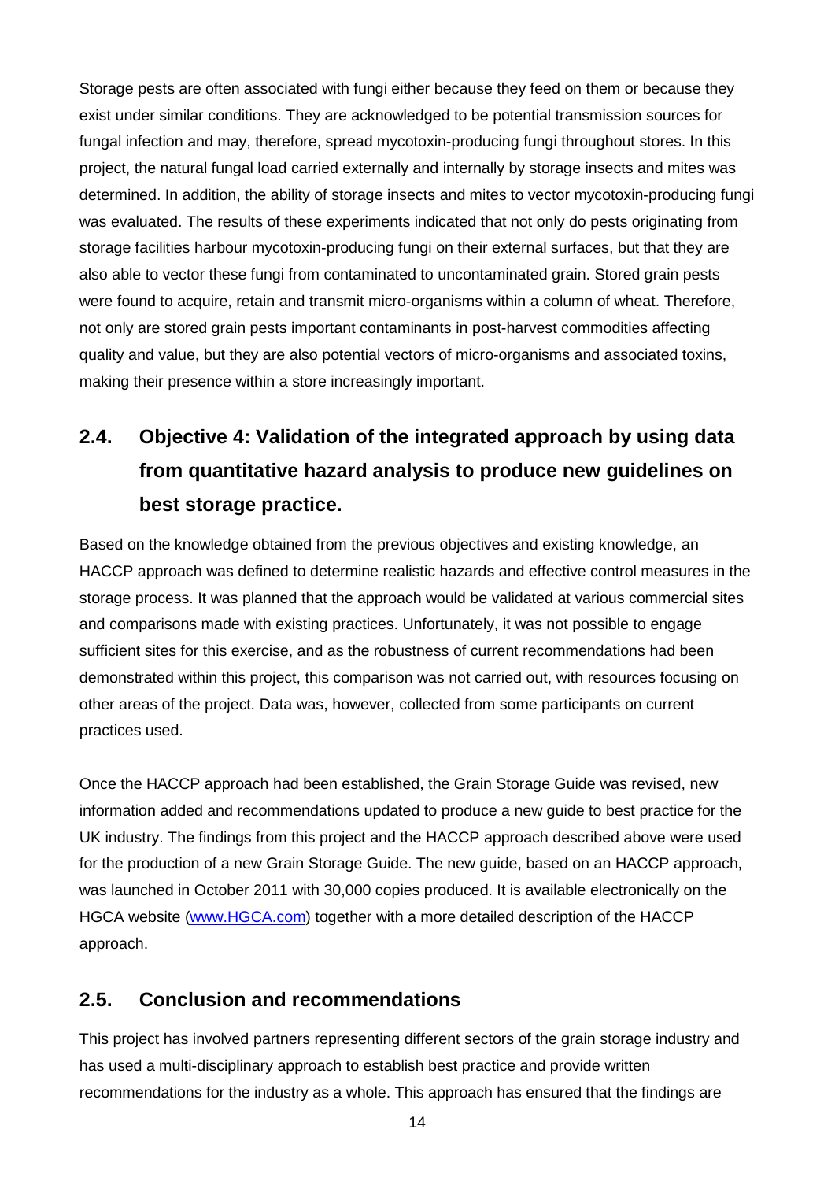Storage pests are often associated with fungi either because they feed on them or because they exist under similar conditions. They are acknowledged to be potential transmission sources for fungal infection and may, therefore, spread mycotoxin-producing fungi throughout stores. In this project, the natural fungal load carried externally and internally by storage insects and mites was determined. In addition, the ability of storage insects and mites to vector mycotoxin-producing fungi was evaluated. The results of these experiments indicated that not only do pests originating from storage facilities harbour mycotoxin-producing fungi on their external surfaces, but that they are also able to vector these fungi from contaminated to uncontaminated grain. Stored grain pests were found to acquire, retain and transmit micro-organisms within a column of wheat. Therefore, not only are stored grain pests important contaminants in post-harvest commodities affecting quality and value, but they are also potential vectors of micro-organisms and associated toxins, making their presence within a store increasingly important.

## 2.4. Objective 4: Validation of the integrated approach by using data from quantitative hazard analysis to produce new guidelines on best storage practice.

Based on the knowledge obtained from the previous objectives and existing knowledge, an HACCP approach was defined to determine realistic hazards and effective control measures in the storage process. It was planned that the approach would be validated at various commercial sites and comparisons made with existing practices. Unfortunately, it was not possible to engage sufficient sites for this exercise, and as the robustness of current recommendations had been demonstrated within this project, this comparison was not carried out, with resources focusing on other areas of the project. Data was, however, collected from some participants on current practices used.

Once the HACCP approach had been established, the Grain Storage Guide was revised, new information added and recommendations updated to produce a new guide to best practice for the UK industry. The findings from this project and the HACCP approach described above were used for the production of a new Grain Storage Guide. The new guide, based on an HACCP approach, was launched in October 2011 with 30,000 copies produced. It is available electronically on the HGCA website (www.HGCA.com) together with a more detailed description of the HACCP approach.

## 2.5. Conclusion and recommendations

This project has involved partners representing different sectors of the grain storage industry and has used a multi-disciplinary approach to establish best practice and provide written recommendations for the industry as a whole. This approach has ensured that the findings are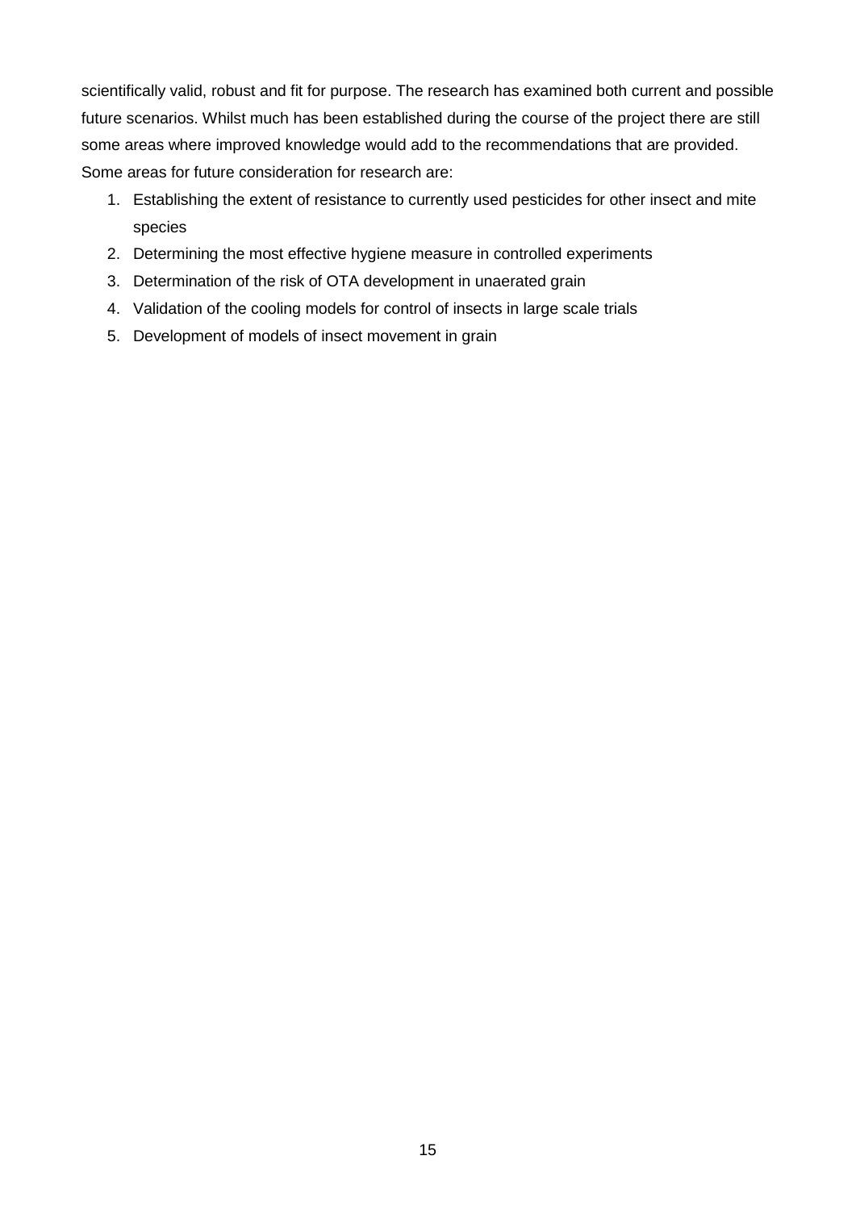scientifically valid, robust and fit for purpose. The research has examined both current and possible future scenarios. Whilst much has been established during the course of the project there are still some areas where improved knowledge would add to the recommendations that are provided. Some areas for future consideration for research are:

1. Establishing the extent of resistance to currently used pesticides for other insect and mite species
2. Determining the most effective hygiene measure in controlled experiments
3. Determination of the risk of OTA development in unaerated grain
4. Validation of the cooling models for control of insects in large scale trials
5. Development of models of insect movement in grain